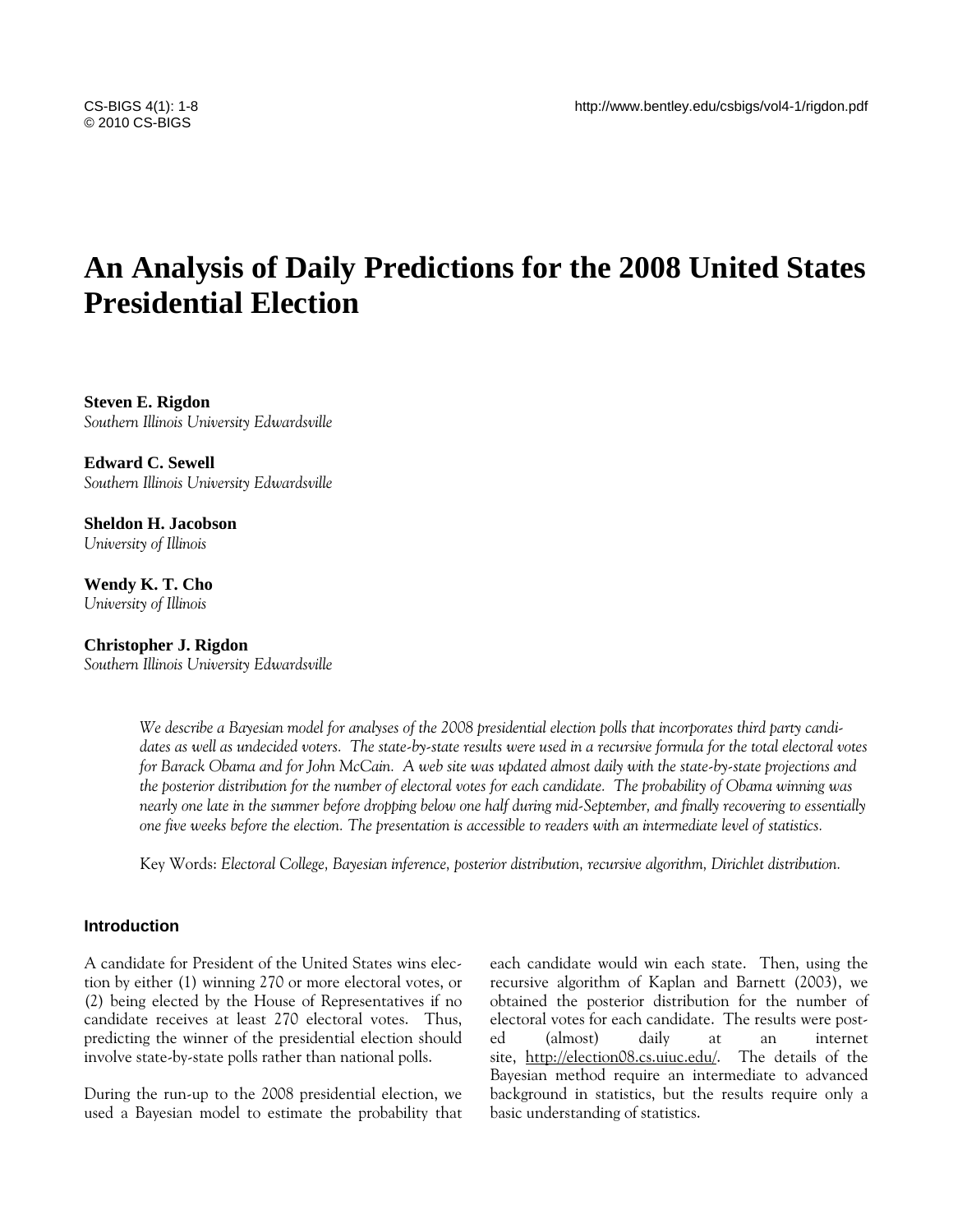# An Analysis of Daily Predictions for the 2008 United States Presidential Election

**Steven E. Rigdon**
*Southern Illinois University Edwardsville*

**Edward C. Sewell**
*Southern Illinois University Edwardsville*

**Sheldon H. Jacobson**
*University of Illinois*

**Wendy K. T. Cho**
*University of Illinois*

**Christopher J. Rigdon**
*Southern Illinois University Edwardsville*

*We describe a Bayesian model for analyses of the 2008 presidential election polls that incorporates third party candidates as well as undecided voters. The state-by-state results were used in a recursive formula for the total electoral votes for Barack Obama and for John McCain. A web site was updated almost daily with the state-by-state projections and the posterior distribution for the number of electoral votes for each candidate. The probability of Obama winning was nearly one late in the summer before dropping below one half during mid-September, and finally recovering to essentially one five weeks before the election. The presentation is accessible to readers with an intermediate level of statistics.*

Key Words: *Electoral College, Bayesian inference, posterior distribution, recursive algorithm, Dirichlet distribution.*

## Introduction

A candidate for President of the United States wins election by either (1) winning 270 or more electoral votes, or (2) being elected by the House of Representatives if no candidate receives at least 270 electoral votes. Thus, predicting the winner of the presidential election should involve state-by-state polls rather than national polls.

During the run-up to the 2008 presidential election, we used a Bayesian model to estimate the probability that each candidate would win each state. Then, using the recursive algorithm of Kaplan and Barnett (2003), we obtained the posterior distribution for the number of electoral votes for each candidate. The results were posted (almost) daily at an internet site, http://election08.cs.uiuc.edu/. The details of the Bayesian method require an intermediate to advanced background in statistics, but the results require only a basic understanding of statistics.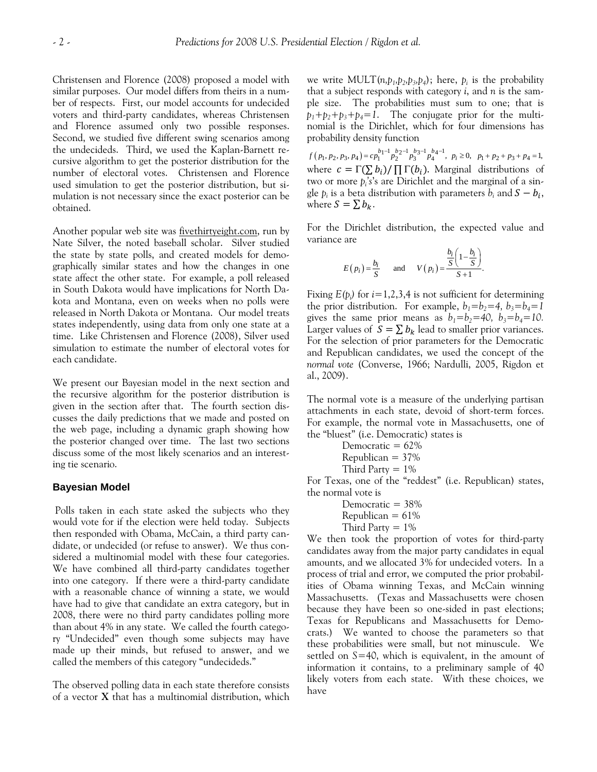Christensen and Florence (2008) proposed a model with similar purposes. Our model differs from theirs in a number of respects. First, our model accounts for undecided voters and third-party candidates, whereas Christensen and Florence assumed only two possible responses. Second, we studied five different swing scenarios among the undecideds. Third, we used the Kaplan-Barnett recursive algorithm to get the posterior distribution for the number of electoral votes. Christensen and Florence used simulation to get the posterior distribution, but simulation is not necessary since the exact posterior can be obtained.

Another popular web site was fivethirtyeight.com, run by Nate Silver, the noted baseball scholar. Silver studied the state by state polls, and created models for demographically similar states and how the changes in one state affect the other state. For example, a poll released in South Dakota would have implications for North Dakota and Montana, even on weeks when no polls were released in North Dakota or Montana. Our model treats states independently, using data from only one state at a time. Like Christensen and Florence (2008), Silver used simulation to estimate the number of electoral votes for each candidate.

We present our Bayesian model in the next section and the recursive algorithm for the posterior distribution is given in the section after that. The fourth section discusses the daily predictions that we made and posted on the web page, including a dynamic graph showing how the posterior changed over time. The last two sections discuss some of the most likely scenarios and an interesting tie scenario.

## Bayesian Model

Polls taken in each state asked the subjects who they would vote for if the election were held today. Subjects then responded with Obama, McCain, a third party candidate, or undecided (or refuse to answer). We thus considered a multinomial model with these four categories. We have combined all third-party candidates together into one category. If there were a third-party candidate with a reasonable chance of winning a state, we would have had to give that candidate an extra category, but in 2008, there were no third party candidates polling more than about 4% in any state. We called the fourth category "Undecided" even though some subjects may have made up their minds, but refused to answer, and we called the members of this category "undecideds."

The observed polling data in each state therefore consists of a vector $\mathbf{X}$ that has a multinomial distribution, which we write $\text{MULT}(n,p_1,p_2,p_3,p_4)$; here, $p_i$ is the probability that a subject responds with category $i$, and $n$ is the sample size. The probabilities must sum to one; that is $p_1+p_2+p_3+p_4=1$. The conjugate prior for the multinomial is the Dirichlet, which for four dimensions has probability density function

$$f(p_1,p_2,p_3,p_4) = c p_1^{b_1-1} p_2^{b_2-1} p_3^{b_3-1} p_4^{b_4-1}, \quad p_i \ge 0, \quad p_1+p_2+p_3+p_4=1,$$

where $c = \Gamma(\sum b_i)/\prod \Gamma(b_i)$. Marginal distributions of two or more $p_i$'s's are Dirichlet and the marginal of a single $p_i$ is a beta distribution with parameters $b_i$ and $S - b_i$, where $S = \sum b_k$.

For the Dirichlet distribution, the expected value and variance are

$$E(p_i) = \frac{b_i}{S} \quad \text{and} \quad V(p_i) = \frac{\frac{b_i}{S}\left(1-\frac{b_i}{S}\right)}{S+1}.$$

Fixing $E(p_i)$ for $i=1,2,3,4$ is not sufficient for determining the prior distribution. For example, $b_1=b_2=4$, $b_3=b_4=1$ gives the same prior means as $b_1=b_2=40$, $b_3=b_4=10$. Larger values of $S = \sum b_k$ lead to smaller prior variances. For the selection of prior parameters for the Democratic and Republican candidates, we used the concept of the *normal vote* (Converse, 1966; Nardulli, 2005, Rigdon et al., 2009).

The normal vote is a measure of the underlying partisan attachments in each state, devoid of short-term forces. For example, the normal vote in Massachusetts, one of the "bluest" (i.e. Democratic) states is

Democratic = 62%  
Republican = 37%  
Third Party = 1%

For Texas, one of the "reddest" (i.e. Republican) states, the normal vote is

Democratic = 38%  
Republican = 61%  
Third Party = 1%

We then took the proportion of votes for third-party candidates away from the major party candidates in equal amounts, and we allocated 3% for undecided voters. In a process of trial and error, we computed the prior probabilities of Obama winning Texas, and McCain winning Massachusetts. (Texas and Massachusetts were chosen because they have been so one-sided in past elections; Texas for Republicans and Massachusetts for Democrats.) We wanted to choose the parameters so that these probabilities were small, but not minuscule. We settled on $S=40$, which is equivalent, in the amount of information it contains, to a preliminary sample of 40 likely voters from each state. With these choices, we have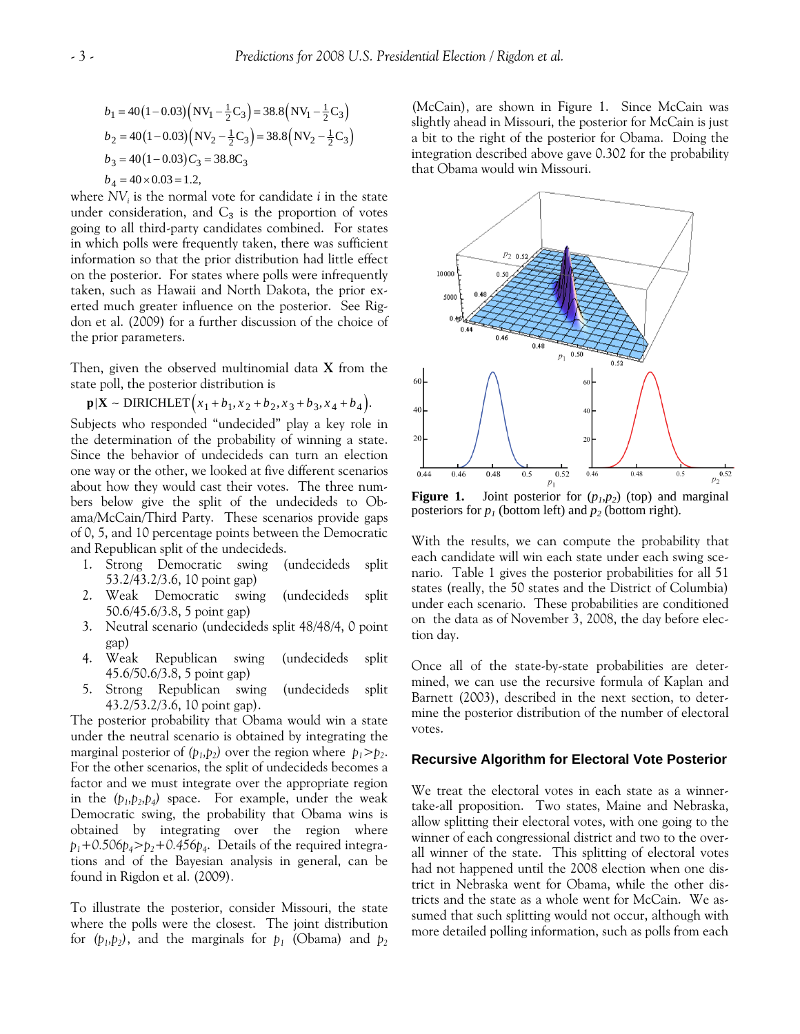$$b_1 = 40(1-0.03)\left(\text{NV}_1 - \tfrac{1}{2}\text{C}_3\right) = 38.8\left(\text{NV}_1 - \tfrac{1}{2}\text{C}_3\right)$$
$$b_2 = 40(1-0.03)\left(\text{NV}_2 - \tfrac{1}{2}\text{C}_3\right) = 38.8\left(\text{NV}_2 - \tfrac{1}{2}\text{C}_3\right)$$
$$b_3 = 40(1-0.03)C_3 = 38.8C_3$$
$$b_4 = 40 \times 0.03 = 1.2,$$

where $NV_i$ is the normal vote for candidate $i$ in the state under consideration, and $C_3$ is the proportion of votes going to all third-party candidates combined. For states in which polls were frequently taken, there was sufficient information so that the prior distribution had little effect on the posterior. For states where polls were infrequently taken, such as Hawaii and North Dakota, the prior exerted much greater influence on the posterior. See Rigdon et al. (2009) for a further discussion of the choice of the prior parameters.

Then, given the observed multinomial data **X** from the state poll, the posterior distribution is

$$\mathbf{p}|\mathbf{X} \sim \text{DIRICHLET}\left(x_1 + b_1, x_2 + b_2, x_3 + b_3, x_4 + b_4\right).$$

Subjects who responded "undecided" play a key role in the determination of the probability of winning a state. Since the behavior of undecideds can turn an election one way or the other, we looked at five different scenarios about how they would cast their votes. The three numbers below give the split of the undecideds to Obama/McCain/Third Party. These scenarios provide gaps of 0, 5, and 10 percentage points between the Democratic and Republican split of the undecideds.

1. Strong Democratic swing (undecideds split 53.2/43.2/3.6, 10 point gap)
2. Weak Democratic swing (undecideds split 50.6/45.6/3.8, 5 point gap)
3. Neutral scenario (undecideds split 48/48/4, 0 point gap)
4. Weak Republican swing (undecideds split 45.6/50.6/3.8, 5 point gap)
5. Strong Republican swing (undecideds split 43.2/53.2/3.6, 10 point gap).

The posterior probability that Obama would win a state under the neutral scenario is obtained by integrating the marginal posterior of $(p_1,p_2)$ over the region where $p_1 > p_2$. For the other scenarios, the split of undecideds becomes a factor and we must integrate over the appropriate region in the $(p_1,p_2,p_4)$ space. For example, under the weak Democratic swing, the probability that Obama wins is obtained by integrating over the region where $p_1+0.506p_4 > p_2+0.456p_4$. Details of the required integrations and of the Bayesian analysis in general, can be found in Rigdon et al. (2009).

To illustrate the posterior, consider Missouri, the state where the polls were the closest. The joint distribution for $(p_1,p_2)$, and the marginals for $p_1$ (Obama) and $p_2$ (McCain), are shown in Figure 1. Since McCain was slightly ahead in Missouri, the posterior for McCain is just a bit to the right of the posterior for Obama. Doing the integration described above gave 0.302 for the probability that Obama would win Missouri.

10000
5000
$p_2$ 0.52
0.50
0.48
0.46
0.44
0.46
0.48
$p_1$ 0.50
0.52

60
40
20
0.44 0.46 0.48 0.5 0.52
$p_1$

60
40
20
0.46 0.48 0.5 0.52
$p_2$

**Figure 1.** Joint posterior for $(p_1,p_2)$ (top) and marginal posteriors for $p_1$ (bottom left) and $p_2$ (bottom right).

With the results, we can compute the probability that each candidate will win each state under each swing scenario. Table 1 gives the posterior probabilities for all 51 states (really, the 50 states and the District of Columbia) under each scenario. These probabilities are conditioned on the data as of November 3, 2008, the day before election day.

Once all of the state-by-state probabilities are determined, we can use the recursive formula of Kaplan and Barnett (2003), described in the next section, to determine the posterior distribution of the number of electoral votes.

## Recursive Algorithm for Electoral Vote Posterior

We treat the electoral votes in each state as a winner-take-all proposition. Two states, Maine and Nebraska, allow splitting their electoral votes, with one going to the winner of each congressional district and two to the overall winner of the state. This splitting of electoral votes had not happened until the 2008 election when one district in Nebraska went for Obama, while the other districts and the state as a whole went for McCain. We assumed that such splitting would not occur, although with more detailed polling information, such as polls from each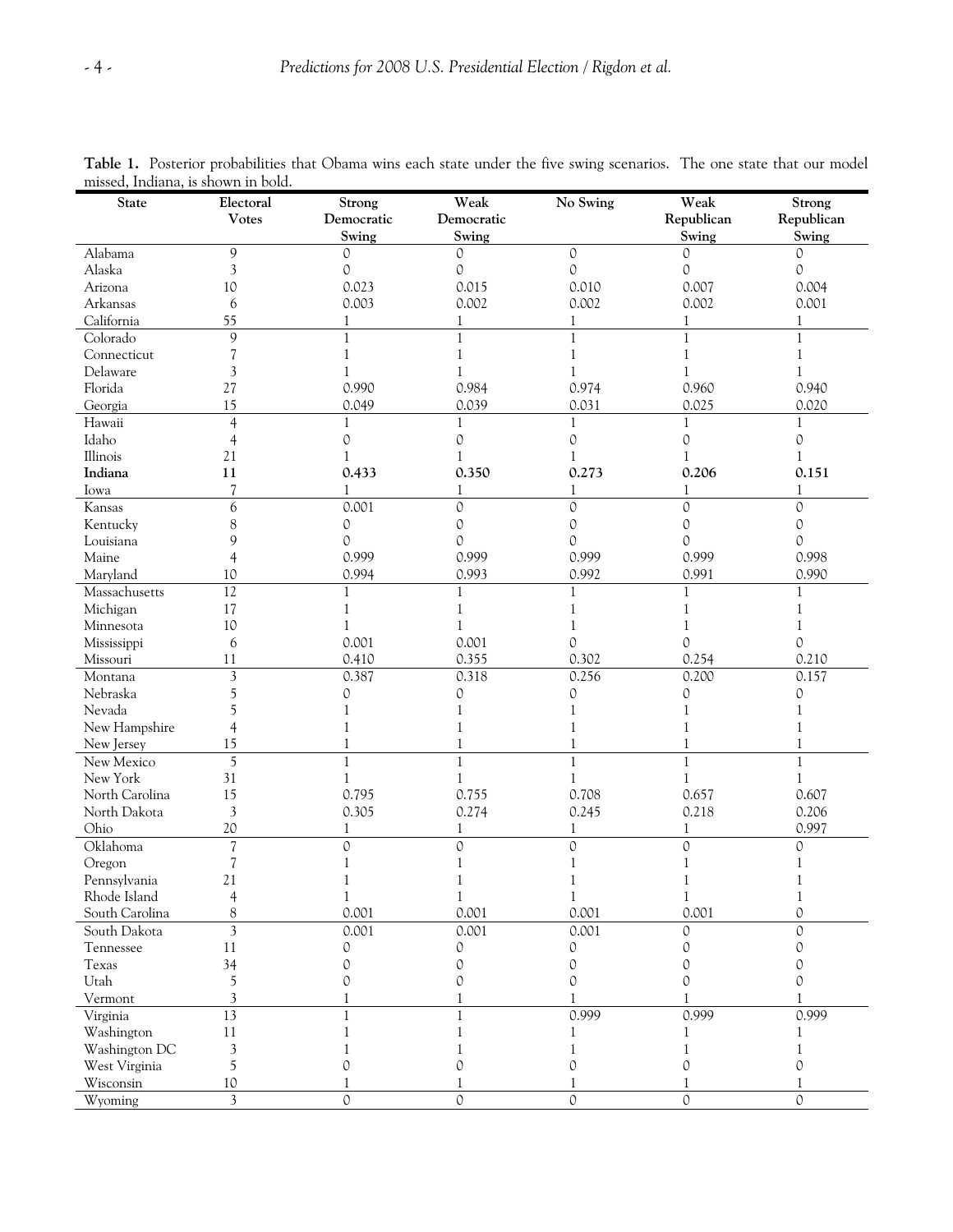**Table 1.** Posterior probabilities that Obama wins each state under the five swing scenarios. The one state that our model missed, Indiana, is shown in bold.

| State | Electoral Votes | Strong Democratic Swing | Weak Democratic Swing | No Swing | Weak Republican Swing | Strong Republican Swing |
|---|---|---|---|---|---|---|
| Alabama | 9 | 0 | 0 | 0 | 0 | 0 |
| Alaska | 3 | 0 | 0 | 0 | 0 | 0 |
| Arizona | 10 | 0.023 | 0.015 | 0.010 | 0.007 | 0.004 |
| Arkansas | 6 | 0.003 | 0.002 | 0.002 | 0.002 | 0.001 |
| California | 55 | 1 | 1 | 1 | 1 | 1 |
| Colorado | 9 | 1 | 1 | 1 | 1 | 1 |
| Connecticut | 7 | 1 | 1 | 1 | 1 | 1 |
| Delaware | 3 | 1 | 1 | 1 | 1 | 1 |
| Florida | 27 | 0.990 | 0.984 | 0.974 | 0.960 | 0.940 |
| Georgia | 15 | 0.049 | 0.039 | 0.031 | 0.025 | 0.020 |
| Hawaii | 4 | 1 | 1 | 1 | 1 | 1 |
| Idaho | 4 | 0 | 0 | 0 | 0 | 0 |
| Illinois | 21 | 1 | 1 | 1 | 1 | 1 |
| **Indiana** | **11** | **0.433** | **0.350** | **0.273** | **0.206** | **0.151** |
| Iowa | 7 | 1 | 1 | 1 | 1 | 1 |
| Kansas | 6 | 0.001 | 0 | 0 | 0 | 0 |
| Kentucky | 8 | 0 | 0 | 0 | 0 | 0 |
| Louisiana | 9 | 0 | 0 | 0 | 0 | 0 |
| Maine | 4 | 0.999 | 0.999 | 0.999 | 0.999 | 0.998 |
| Maryland | 10 | 0.994 | 0.993 | 0.992 | 0.991 | 0.990 |
| Massachusetts | 12 | 1 | 1 | 1 | 1 | 1 |
| Michigan | 17 | 1 | 1 | 1 | 1 | 1 |
| Minnesota | 10 | 1 | 1 | 1 | 1 | 1 |
| Mississippi | 6 | 0.001 | 0.001 | 0 | 0 | 0 |
| Missouri | 11 | 0.410 | 0.355 | 0.302 | 0.254 | 0.210 |
| Montana | 3 | 0.387 | 0.318 | 0.256 | 0.200 | 0.157 |
| Nebraska | 5 | 0 | 0 | 0 | 0 | 0 |
| Nevada | 5 | 1 | 1 | 1 | 1 | 1 |
| New Hampshire | 4 | 1 | 1 | 1 | 1 | 1 |
| New Jersey | 15 | 1 | 1 | 1 | 1 | 1 |
| New Mexico | 5 | 1 | 1 | 1 | 1 | 1 |
| New York | 31 | 1 | 1 | 1 | 1 | 1 |
| North Carolina | 15 | 0.795 | 0.755 | 0.708 | 0.657 | 0.607 |
| North Dakota | 3 | 0.305 | 0.274 | 0.245 | 0.218 | 0.206 |
| Ohio | 20 | 1 | 1 | 1 | 1 | 0.997 |
| Oklahoma | 7 | 0 | 0 | 0 | 0 | 0 |
| Oregon | 7 | 1 | 1 | 1 | 1 | 1 |
| Pennsylvania | 21 | 1 | 1 | 1 | 1 | 1 |
| Rhode Island | 4 | 1 | 1 | 1 | 1 | 1 |
| South Carolina | 8 | 0.001 | 0.001 | 0.001 | 0.001 | 0 |
| South Dakota | 3 | 0.001 | 0.001 | 0.001 | 0 | 0 |
| Tennessee | 11 | 0 | 0 | 0 | 0 | 0 |
| Texas | 34 | 0 | 0 | 0 | 0 | 0 |
| Utah | 5 | 0 | 0 | 0 | 0 | 0 |
| Vermont | 3 | 1 | 1 | 1 | 1 | 1 |
| Virginia | 13 | 1 | 1 | 0.999 | 0.999 | 0.999 |
| Washington | 11 | 1 | 1 | 1 | 1 | 1 |
| Washington DC | 3 | 1 | 1 | 1 | 1 | 1 |
| West Virginia | 5 | 0 | 0 | 0 | 0 | 0 |
| Wisconsin | 10 | 1 | 1 | 1 | 1 | 1 |
| Wyoming | 3 | 0 | 0 | 0 | 0 | 0 |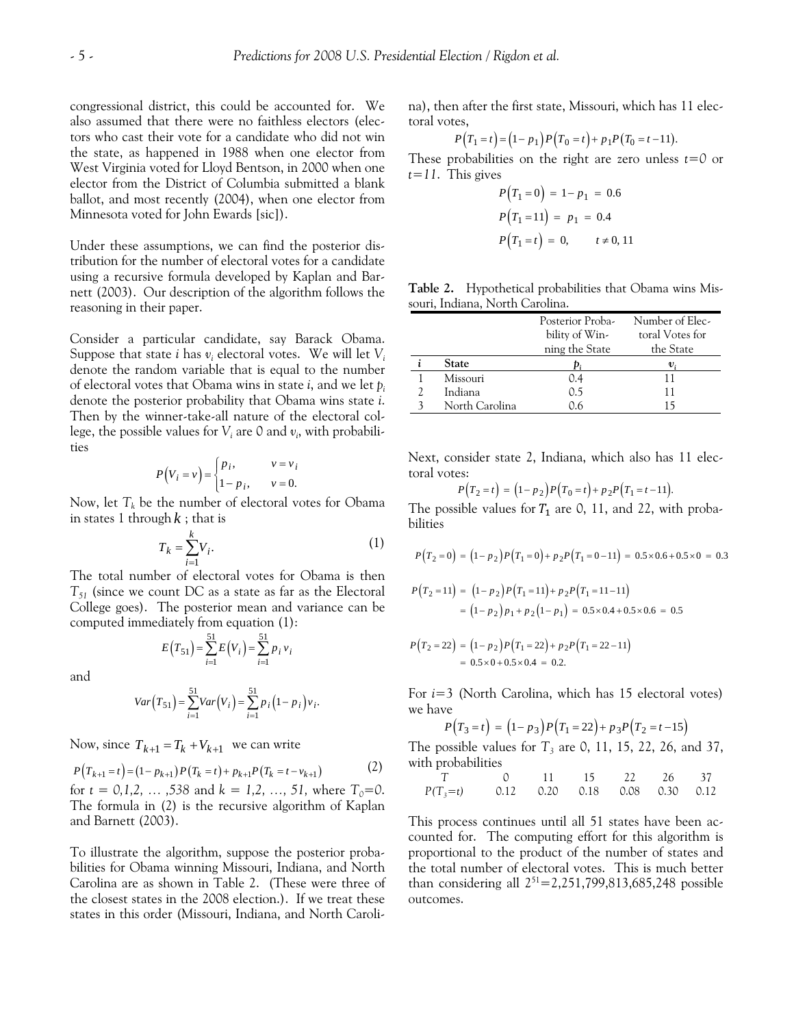congressional district, this could be accounted for. We also assumed that there were no faithless electors (electors who cast their vote for a candidate who did not win the state, as happened in 1988 when one elector from West Virginia voted for Lloyd Bentson, in 2000 when one elector from the District of Columbia submitted a blank ballot, and most recently (2004), when one elector from Minnesota voted for John Ewards [sic]).

Under these assumptions, we can find the posterior distribution for the number of electoral votes for a candidate using a recursive formula developed by Kaplan and Barnett (2003). Our description of the algorithm follows the reasoning in their paper.

Consider a particular candidate, say Barack Obama. Suppose that state $i$ has $v_i$ electoral votes. We will let $V_i$ denote the random variable that is equal to the number of electoral votes that Obama wins in state $i$, and we let $p_i$ denote the posterior probability that Obama wins state $i$. Then by the winner-take-all nature of the electoral college, the possible values for $V_i$ are 0 and $v_i$, with probabilities

$$P(V_i = v) = \begin{cases} p_i, & v = v_i \\ 1 - p_i, & v = 0. \end{cases}$$

Now, let $T_k$ be the number of electoral votes for Obama in states 1 through $k$ ; that is

$$T_k = \sum_{i=1}^{k} V_i. \tag{1}$$

The total number of electoral votes for Obama is then $T_{51}$ (since we count DC as a state as far as the Electoral College goes). The posterior mean and variance can be computed immediately from equation (1):

$$E(T_{51}) = \sum_{i=1}^{51} E(V_i) = \sum_{i=1}^{51} p_i v_i$$

and

$$Var(T_{51}) = \sum_{i=1}^{51} Var(V_i) = \sum_{i=1}^{51} p_i (1 - p_i) v_i.$$

Now, since $T_{k+1} = T_k + V_{k+1}$ we can write

$$P(T_{k+1} = t) = (1 - p_{k+1}) P(T_k = t) + p_{k+1} P(T_k = t - v_{k+1}) \tag{2}$$

for $t = 0,1,2, \ldots ,538$ and $k = 1,2, \ldots, 51$, where $T_0 = 0$. The formula in (2) is the recursive algorithm of Kaplan and Barnett (2003).

To illustrate the algorithm, suppose the posterior probabilities for Obama winning Missouri, Indiana, and North Carolina are as shown in Table 2. (These were three of the closest states in the 2008 election.). If we treat these states in this order (Missouri, Indiana, and North Carolina), then after the first state, Missouri, which has 11 electoral votes,

$$P(T_1 = t) = (1 - p_1) P(T_0 = t) + p_1 P(T_0 = t - 11).$$

These probabilities on the right are zero unless $t=0$ or $t=11$. This gives

$$P(T_1 = 0) = 1 - p_1 = 0.6$$

$$P(T_1 = 11) = p_1 = 0.4$$

$$P(T_1 = t) = 0, \qquad t \neq 0, 11$$

**Table 2.** Hypothetical probabilities that Obama wins Missouri, Indiana, North Carolina.

| | | Posterior Probability of Winning the State | Number of Electoral Votes for the State |
|---|---|---|---|
| $i$ | **State** | $p_i$ | $v_i$ |
| 1 | Missouri | 0.4 | 11 |
| 2 | Indiana | 0.5 | 11 |
| 3 | North Carolina | 0.6 | 15 |

Next, consider state 2, Indiana, which also has 11 electoral votes:

$$P(T_2 = t) = (1 - p_2) P(T_0 = t) + p_2 P(T_1 = t - 11).$$

The possible values for $T_1$ are 0, 11, and 22, with probabilities

$$P(T_2 = 0) = (1 - p_2) P(T_1 = 0) + p_2 P(T_1 = 0 - 11) = 0.5 \times 0.6 + 0.5 \times 0 = 0.3$$

$$\begin{aligned} P(T_2 = 11) &= (1 - p_2) P(T_1 = 11) + p_2 P(T_1 = 11 - 11) \\ &= (1 - p_2) p_1 + p_2 (1 - p_1) = 0.5 \times 0.4 + 0.5 \times 0.6 = 0.5 \end{aligned}$$

$$\begin{aligned} P(T_2 = 22) &= (1 - p_2) P(T_1 = 22) + p_2 P(T_1 = 22 - 11) \\ &= 0.5 \times 0 + 0.5 \times 0.4 = 0.2. \end{aligned}$$

For $i=3$ (North Carolina, which has 15 electoral votes) we have

$$P(T_3 = t) = (1 - p_3) P(T_1 = 22) + p_3 P(T_2 = t - 15)$$

The possible values for $T_3$ are 0, 11, 15, 22, 26, and 37, with probabilities

| $T$ | 0 | 11 | 15 | 22 | 26 | 37 |
|---|---|---|---|---|---|---|
| $P(T_3=t)$ | 0.12 | 0.20 | 0.18 | 0.08 | 0.30 | 0.12 |

This process continues until all 51 states have been accounted for. The computing effort for this algorithm is proportional to the product of the number of states and the total number of electoral votes. This is much better than considering all $2^{51}$=2,251,799,813,685,248 possible outcomes.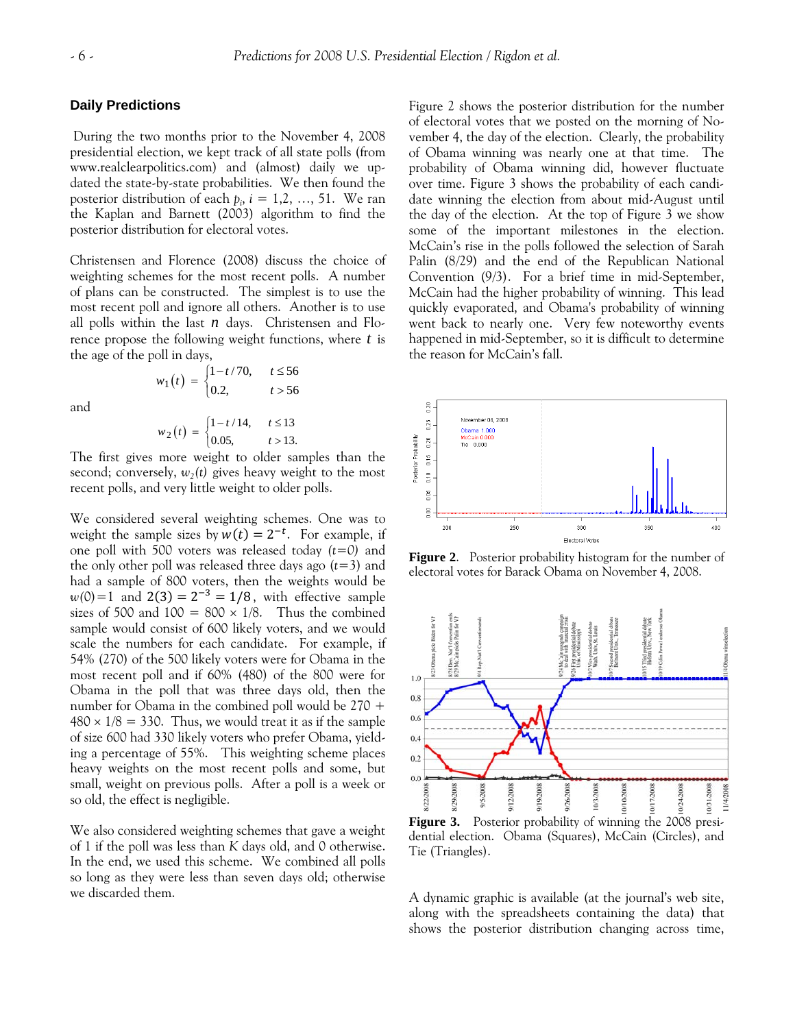### Daily Predictions

During the two months prior to the November 4, 2008 presidential election, we kept track of all state polls (from www.realclearpolitics.com) and (almost) daily we updated the state-by-state probabilities. We then found the posterior distribution of each $p_i$, $i = 1,2, \ldots, 51$. We ran the Kaplan and Barnett (2003) algorithm to find the posterior distribution for electoral votes.

Christensen and Florence (2008) discuss the choice of weighting schemes for the most recent polls. A number of plans can be constructed. The simplest is to use the most recent poll and ignore all others. Another is to use all polls within the last $n$ days. Christensen and Florence propose the following weight functions, where $t$ is the age of the poll in days,

$$w_1(t) = \begin{cases} 1 - t/70, & t \le 56 \\ 0.2, & t > 56 \end{cases}$$

and

$$w_2(t) = \begin{cases} 1 - t/14, & t \le 13 \\ 0.05, & t > 13. \end{cases}$$

The first gives more weight to older samples than the second; conversely, $w_2(t)$ gives heavy weight to the most recent polls, and very little weight to older polls.

We considered several weighting schemes. One was to weight the sample sizes by $w(t) = 2^{-t}$. For example, if one poll with 500 voters was released today $(t=0)$ and the only other poll was released three days ago $(t=3)$ and had a sample of 800 voters, then the weights would be $w(0)=1$ and $2(3) = 2^{-3} = 1/8$, with effective sample sizes of 500 and 100 = 800 × 1/8. Thus the combined sample would consist of 600 likely voters, and we would scale the numbers for each candidate. For example, if 54% (270) of the 500 likely voters were for Obama in the most recent poll and if 60% (480) of the 800 were for Obama in the poll that was three days old, then the number for Obama in the combined poll would be 270 + 480 × 1/8 = 330. Thus, we would treat it as if the sample of size 600 had 330 likely voters who prefer Obama, yielding a percentage of 55%. This weighting scheme places heavy weights on the most recent polls and some, but small, weight on previous polls. After a poll is a week or so old, the effect is negligible.

We also considered weighting schemes that gave a weight of 1 if the poll was less than $K$ days old, and 0 otherwise. In the end, we used this scheme. We combined all polls so long as they were less than seven days old; otherwise we discarded them.

Figure 2 shows the posterior distribution for the number of electoral votes that we posted on the morning of November 4, the day of the election. Clearly, the probability of Obama winning was nearly one at that time. The probability of Obama winning did, however fluctuate over time. Figure 3 shows the probability of each candidate winning the election from about mid-August until the day of the election. At the top of Figure 3 we show some of the important milestones in the election. McCain's rise in the polls followed the selection of Sarah Palin (8/29) and the end of the Republican National Convention (9/3). For a brief time in mid-September, McCain had the higher probability of winning. This lead quickly evaporated, and Obama's probability of winning went back to nearly one. Very few noteworthy events happened in mid-September, so it is difficult to determine the reason for McCain's fall.

November 04, 2008
Obama 1.000
McCain 0.000
Tie 0.000
Posterior Probability
0.00 0.05 0.10 0.15 0.20 0.25 0.30
200 250 300 350 400
Electoral Votes

**Figure 2.** Posterior probability histogram for the number of electoral votes for Barack Obama on November 4, 2008.

8/23 Obama picks Biden for VP
8/28 Dem. Nat'l Convention ends
8/29 McCain picks Palin for VP
9/4 Rep. Nat'l Convention ends
9/24 McCain suspends campaign to deal with financial crisis
9/26 First presidential debate Univ. of Mississippi
10/2 Vice presidential debate Wash. Univ. St. Louis
10/7 Second presidential debate Belmont Univ., Tennessee
10/15 Third presidential debate Hofstra Univ., New York
10/19 Colin Powell endorses Obama
11/4 Obama wins election
1.0 0.8 0.6 0.4 0.2 0.0
8/22/2008 8/29/2008 9/5/2008 9/12/2008 9/19/2008 9/26/2008 10/3/2008 10/10/2008 10/17/2008 10/24/2008 10/31/2008 11/4/2008

**Figure 3.** Posterior probability of winning the 2008 presidential election. Obama (Squares), McCain (Circles), and Tie (Triangles).

A dynamic graphic is available (at the journal's web site, along with the spreadsheets containing the data) that shows the posterior distribution changing across time,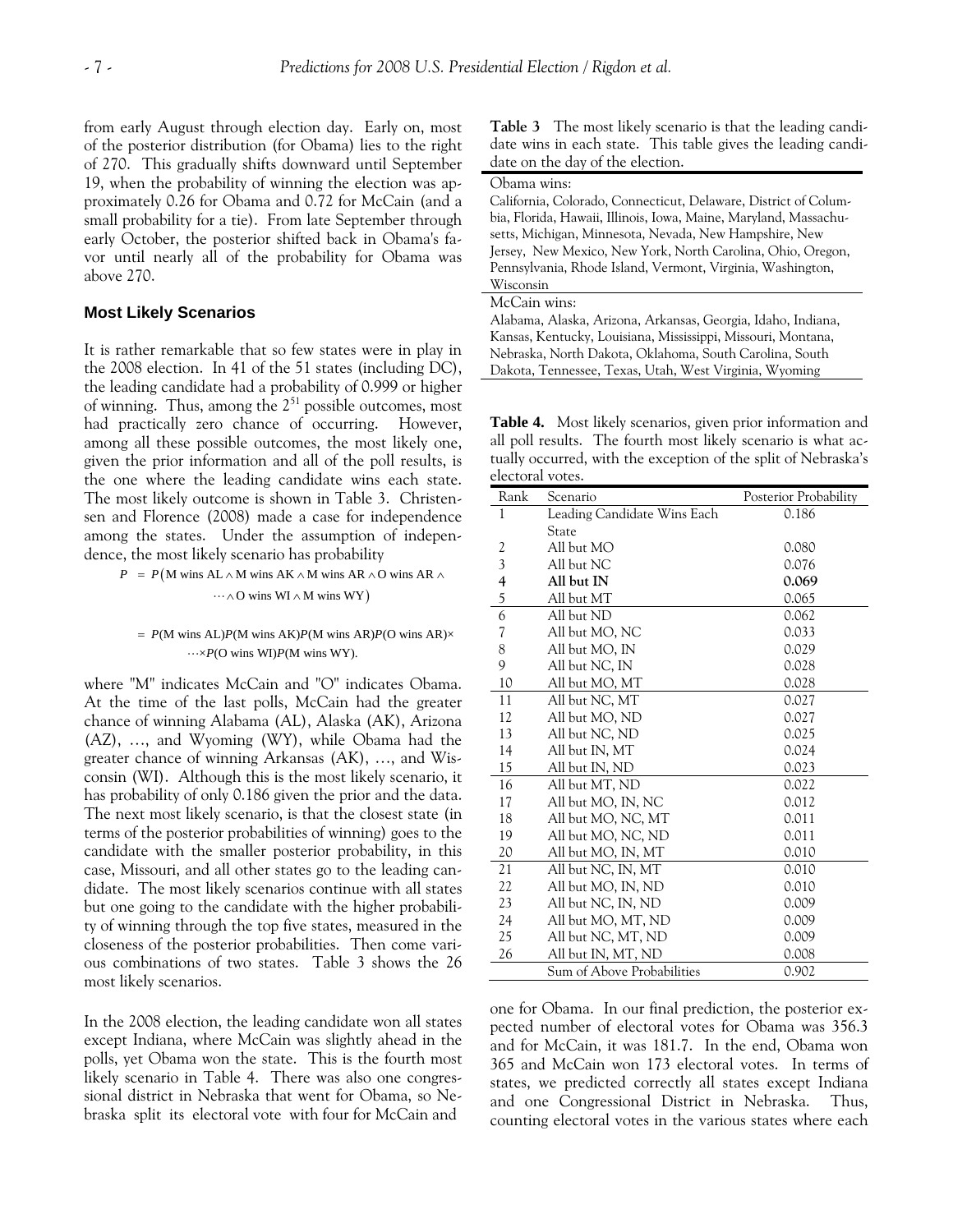from early August through election day. Early on, most of the posterior distribution (for Obama) lies to the right of 270. This gradually shifts downward until September 19, when the probability of winning the election was approximately 0.26 for Obama and 0.72 for McCain (and a small probability for a tie). From late September through early October, the posterior shifted back in Obama's favor until nearly all of the probability for Obama was above 270.

### Most Likely Scenarios

It is rather remarkable that so few states were in play in the 2008 election. In 41 of the 51 states (including DC), the leading candidate had a probability of 0.999 or higher of winning. Thus, among the $2^{51}$ possible outcomes, most had practically zero chance of occurring. However, among all these possible outcomes, the most likely one, given the prior information and all of the poll results, is the one where the leading candidate wins each state. The most likely outcome is shown in Table 3. Christensen and Florence (2008) made a case for independence among the states. Under the assumption of independence, the most likely scenario has probability

$$P = P(\text{M wins AL} \wedge \text{M wins AK} \wedge \text{M wins AR} \wedge \text{O wins AR} \wedge \cdots \wedge \text{O wins WI} \wedge \text{M wins WY})$$

$$= P(\text{M wins AL})P(\text{M wins AK})P(\text{M wins AR})P(\text{O wins AR})\times \cdots \times P(\text{O wins WI})P(\text{M wins WY}).$$

where "M" indicates McCain and "O" indicates Obama. At the time of the last polls, McCain had the greater chance of winning Alabama (AL), Alaska (AK), Arizona (AZ), …, and Wyoming (WY), while Obama had the greater chance of winning Arkansas (AK), …, and Wisconsin (WI). Although this is the most likely scenario, it has probability of only 0.186 given the prior and the data. The next most likely scenario, is that the closest state (in terms of the posterior probabilities of winning) goes to the candidate with the smaller posterior probability, in this case, Missouri, and all other states go to the leading candidate. The most likely scenarios continue with all states but one going to the candidate with the higher probability of winning through the top five states, measured in the closeness of the posterior probabilities. Then come various combinations of two states. Table 3 shows the 26 most likely scenarios.

In the 2008 election, the leading candidate won all states except Indiana, where McCain was slightly ahead in the polls, yet Obama won the state. This is the fourth most likely scenario in Table 4. There was also one congressional district in Nebraska that went for Obama, so Nebraska split its electoral vote with four for McCain and one for Obama. In our final prediction, the posterior expected number of electoral votes for Obama was 356.3 and for McCain, it was 181.7. In the end, Obama won 365 and McCain won 173 electoral votes. In terms of states, we predicted correctly all states except Indiana and one Congressional District in Nebraska. Thus, counting electoral votes in the various states where each

**Table 3** The most likely scenario is that the leading candidate wins in each state. This table gives the leading candidate on the day of the election.

| Obama wins: |
|---|
| California, Colorado, Connecticut, Delaware, District of Columbia, Florida, Hawaii, Illinois, Iowa, Maine, Maryland, Massachusetts, Michigan, Minnesota, Nevada, New Hampshire, New Jersey, New Mexico, New York, North Carolina, Ohio, Oregon, Pennsylvania, Rhode Island, Vermont, Virginia, Washington, Wisconsin |
| **McCain wins:** |
| Alabama, Alaska, Arizona, Arkansas, Georgia, Idaho, Indiana, Kansas, Kentucky, Louisiana, Mississippi, Missouri, Montana, Nebraska, North Dakota, Oklahoma, South Carolina, South Dakota, Tennessee, Texas, Utah, West Virginia, Wyoming |

**Table 4.** Most likely scenarios, given prior information and all poll results. The fourth most likely scenario is what actually occurred, with the exception of the split of Nebraska's electoral votes.

| Rank | Scenario | Posterior Probability |
|---|---|---|
| 1 | Leading Candidate Wins Each State | 0.186 |
| 2 | All but MO | 0.080 |
| 3 | All but NC | 0.076 |
| **4** | **All but IN** | **0.069** |
| 5 | All but MT | 0.065 |
| 6 | All but ND | 0.062 |
| 7 | All but MO, NC | 0.033 |
| 8 | All but MO, IN | 0.029 |
| 9 | All but NC, IN | 0.028 |
| 10 | All but MO, MT | 0.028 |
| 11 | All but NC, MT | 0.027 |
| 12 | All but MO, ND | 0.027 |
| 13 | All but NC, ND | 0.025 |
| 14 | All but IN, MT | 0.024 |
| 15 | All but IN, ND | 0.023 |
| 16 | All but MT, ND | 0.022 |
| 17 | All but MO, IN, NC | 0.012 |
| 18 | All but MO, NC, MT | 0.011 |
| 19 | All but MO, NC, ND | 0.011 |
| 20 | All but MO, IN, MT | 0.010 |
| 21 | All but NC, IN, MT | 0.010 |
| 22 | All but MO, IN, ND | 0.010 |
| 23 | All but NC, IN, ND | 0.009 |
| 24 | All but MO, MT, ND | 0.009 |
| 25 | All but NC, MT, ND | 0.009 |
| 26 | All but IN, MT, ND | 0.008 |
| | Sum of Above Probabilities | 0.902 |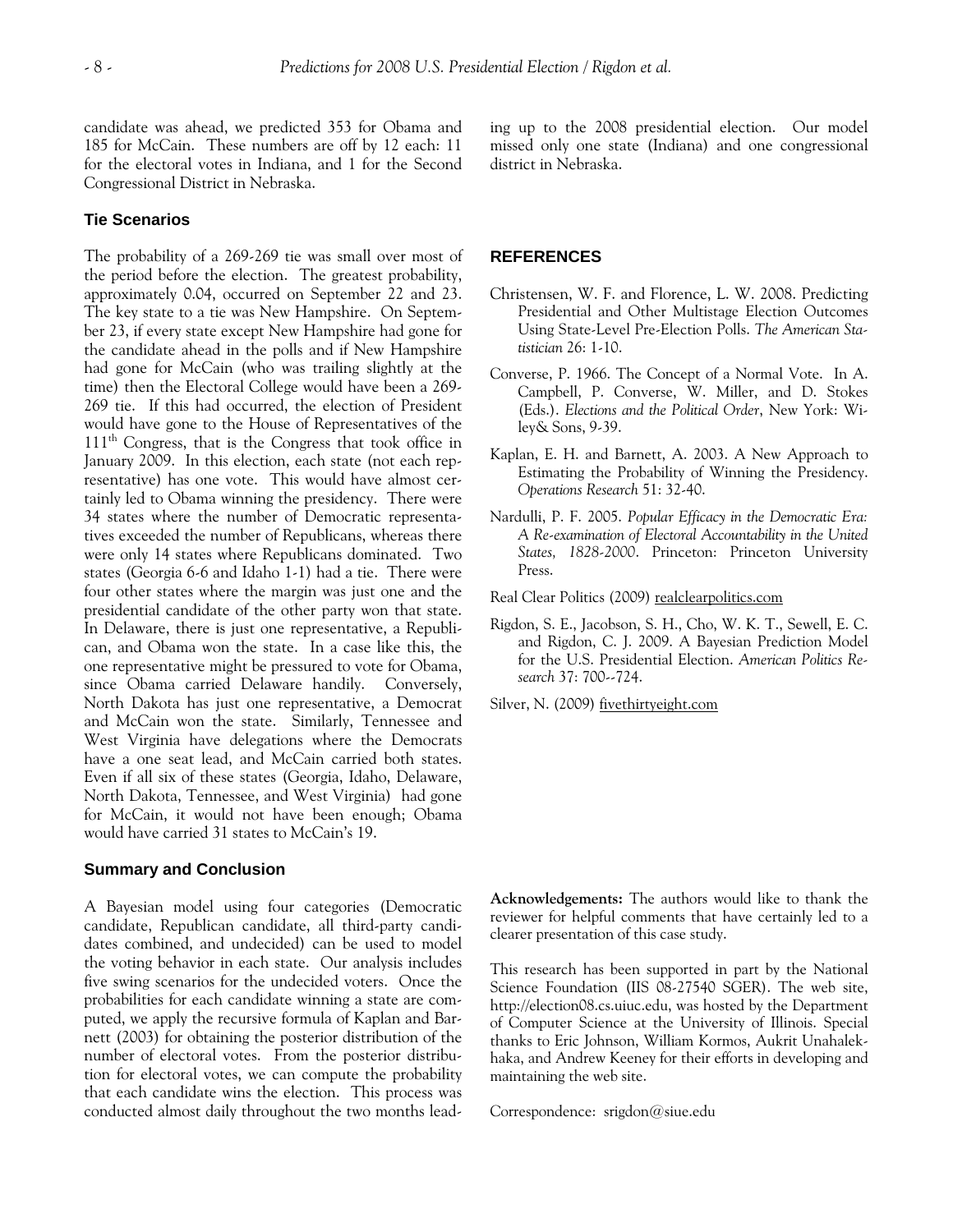candidate was ahead, we predicted 353 for Obama and 185 for McCain. These numbers are off by 12 each: 11 for the electoral votes in Indiana, and 1 for the Second Congressional District in Nebraska.

### Tie Scenarios

The probability of a 269-269 tie was small over most of the period before the election. The greatest probability, approximately 0.04, occurred on September 22 and 23. The key state to a tie was New Hampshire. On September 23, if every state except New Hampshire had gone for the candidate ahead in the polls and if New Hampshire had gone for McCain (who was trailing slightly at the time) then the Electoral College would have been a 269-269 tie. If this had occurred, the election of President would have gone to the House of Representatives of the 111th Congress, that is the Congress that took office in January 2009. In this election, each state (not each representative) has one vote. This would have almost certainly led to Obama winning the presidency. There were 34 states where the number of Democratic representatives exceeded the number of Republicans, whereas there were only 14 states where Republicans dominated. Two states (Georgia 6-6 and Idaho 1-1) had a tie. There were four other states where the margin was just one and the presidential candidate of the other party won that state. In Delaware, there is just one representative, a Republican, and Obama won the state. In a case like this, the one representative might be pressured to vote for Obama, since Obama carried Delaware handily. Conversely, North Dakota has just one representative, a Democrat and McCain won the state. Similarly, Tennessee and West Virginia have delegations where the Democrats have a one seat lead, and McCain carried both states. Even if all six of these states (Georgia, Idaho, Delaware, North Dakota, Tennessee, and West Virginia) had gone for McCain, it would not have been enough; Obama would have carried 31 states to McCain's 19.

### Summary and Conclusion

A Bayesian model using four categories (Democratic candidate, Republican candidate, all third-party candidates combined, and undecided) can be used to model the voting behavior in each state. Our analysis includes five swing scenarios for the undecided voters. Once the probabilities for each candidate winning a state are computed, we apply the recursive formula of Kaplan and Barnett (2003) for obtaining the posterior distribution of the number of electoral votes. From the posterior distribution for electoral votes, we can compute the probability that each candidate wins the election. This process was conducted almost daily throughout the two months leading up to the 2008 presidential election. Our model missed only one state (Indiana) and one congressional district in Nebraska.

## REFERENCES

Christensen, W. F. and Florence, L. W. 2008. Predicting Presidential and Other Multistage Election Outcomes Using State-Level Pre-Election Polls. *The American Statistician* 26: 1-10.

Converse, P. 1966. The Concept of a Normal Vote. In A. Campbell, P. Converse, W. Miller, and D. Stokes (Eds.). *Elections and the Political Order*, New York: Wiley& Sons, 9-39.

Kaplan, E. H. and Barnett, A. 2003. A New Approach to Estimating the Probability of Winning the Presidency. *Operations Research* 51: 32-40.

Nardulli, P. F. 2005. *Popular Efficacy in the Democratic Era: A Re-examination of Electoral Accountability in the United States, 1828-2000*. Princeton: Princeton University Press.

Real Clear Politics (2009) realclearpolitics.com

Rigdon, S. E., Jacobson, S. H., Cho, W. K. T., Sewell, E. C. and Rigdon, C. J. 2009. A Bayesian Prediction Model for the U.S. Presidential Election. *American Politics Research* 37: 700--724.

Silver, N. (2009) fivethirtyeight.com

**Acknowledgements:** The authors would like to thank the reviewer for helpful comments that have certainly led to a clearer presentation of this case study.

This research has been supported in part by the National Science Foundation (IIS 08-27540 SGER). The web site, http://election08.cs.uiuc.edu, was hosted by the Department of Computer Science at the University of Illinois. Special thanks to Eric Johnson, William Kormos, Aukrit Unahalekhaka, and Andrew Keeney for their efforts in developing and maintaining the web site.

Correspondence: srigdon@siue.edu